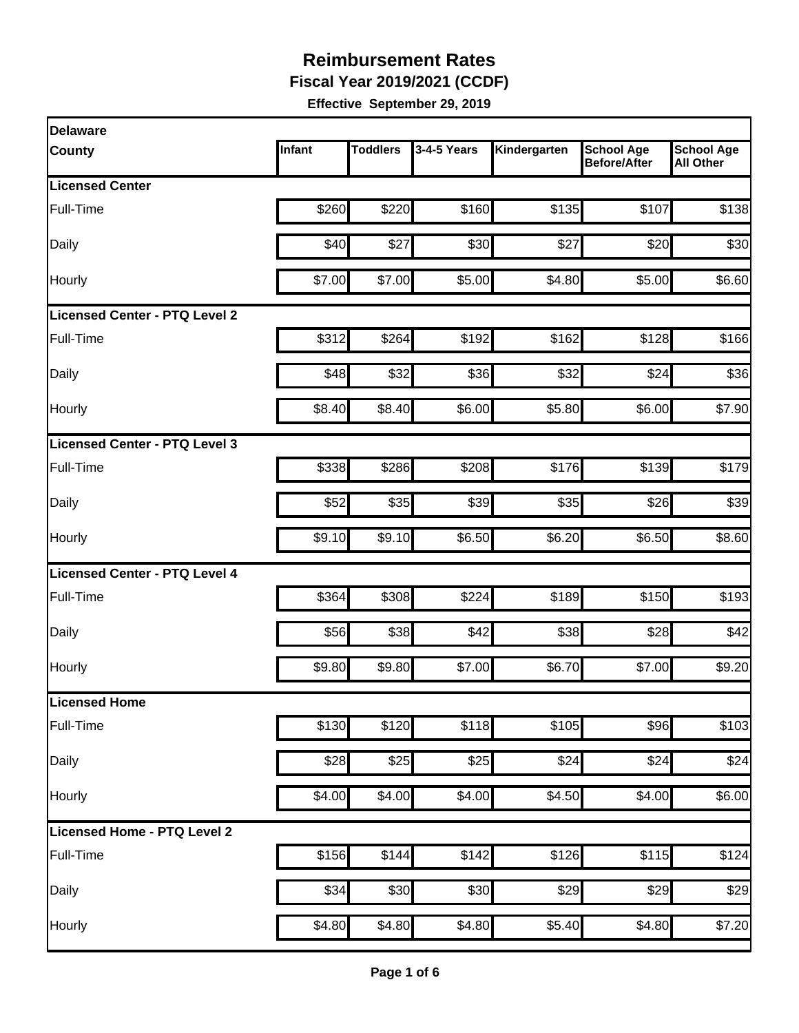# Reimbursement Rates

## Fiscal Year 2019/2021 (CCDF)

**Effective September 29, 2019**

| Delaware County | Infant | Toddlers | 3-4-5 Years | Kindergarten | School Age Before/After | School Age All Other |
|---|---|---|---|---|---|---|
| **Licensed Center** | | | | | | |
| Full-Time | $260 | $220 | $160 | $135 | $107 | $138 |
| Daily | $40 | $27 | $30 | $27 | $20 | $30 |
| Hourly | $7.00 | $7.00 | $5.00 | $4.80 | $5.00 | $6.60 |
| **Licensed Center - PTQ Level 2** | | | | | | |
| Full-Time | $312 | $264 | $192 | $162 | $128 | $166 |
| Daily | $48 | $32 | $36 | $32 | $24 | $36 |
| Hourly | $8.40 | $8.40 | $6.00 | $5.80 | $6.00 | $7.90 |
| **Licensed Center - PTQ Level 3** | | | | | | |
| Full-Time | $338 | $286 | $208 | $176 | $139 | $179 |
| Daily | $52 | $35 | $39 | $35 | $26 | $39 |
| Hourly | $9.10 | $9.10 | $6.50 | $6.20 | $6.50 | $8.60 |
| **Licensed Center - PTQ Level 4** | | | | | | |
| Full-Time | $364 | $308 | $224 | $189 | $150 | $193 |
| Daily | $56 | $38 | $42 | $38 | $28 | $42 |
| Hourly | $9.80 | $9.80 | $7.00 | $6.70 | $7.00 | $9.20 |
| **Licensed Home** | | | | | | |
| Full-Time | $130 | $120 | $118 | $105 | $96 | $103 |
| Daily | $28 | $25 | $25 | $24 | $24 | $24 |
| Hourly | $4.00 | $4.00 | $4.00 | $4.50 | $4.00 | $6.00 |
| **Licensed Home - PTQ Level 2** | | | | | | |
| Full-Time | $156 | $144 | $142 | $126 | $115 | $124 |
| Daily | $34 | $30 | $30 | $29 | $29 | $29 |
| Hourly | $4.80 | $4.80 | $4.80 | $5.40 | $4.80 | $7.20 |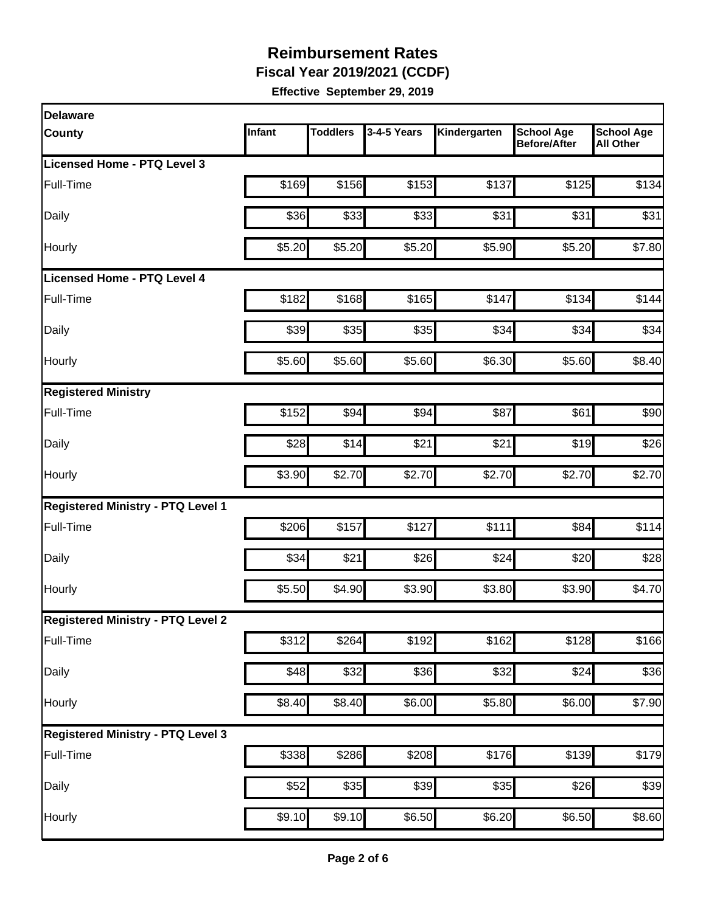# Reimbursement Rates

**Fiscal Year 2019/2021 (CCDF)**

**Effective September 29, 2019**

| Delaware County | Infant | Toddlers | 3-4-5 Years | Kindergarten | School Age Before/After | School Age All Other |
|---|---|---|---|---|---|---|
| **Licensed Home - PTQ Level 3** | | | | | | |
| Full-Time | $169 | $156 | $153 | $137 | $125 | $134 |
| Daily | $36 | $33 | $33 | $31 | $31 | $31 |
| Hourly | $5.20 | $5.20 | $5.20 | $5.90 | $5.20 | $7.80 |
| **Licensed Home - PTQ Level 4** | | | | | | |
| Full-Time | $182 | $168 | $165 | $147 | $134 | $144 |
| Daily | $39 | $35 | $35 | $34 | $34 | $34 |
| Hourly | $5.60 | $5.60 | $5.60 | $6.30 | $5.60 | $8.40 |
| **Registered Ministry** | | | | | | |
| Full-Time | $152 | $94 | $94 | $87 | $61 | $90 |
| Daily | $28 | $14 | $21 | $21 | $19 | $26 |
| Hourly | $3.90 | $2.70 | $2.70 | $2.70 | $2.70 | $2.70 |
| **Registered Ministry - PTQ Level 1** | | | | | | |
| Full-Time | $206 | $157 | $127 | $111 | $84 | $114 |
| Daily | $34 | $21 | $26 | $24 | $20 | $28 |
| Hourly | $5.50 | $4.90 | $3.90 | $3.80 | $3.90 | $4.70 |
| **Registered Ministry - PTQ Level 2** | | | | | | |
| Full-Time | $312 | $264 | $192 | $162 | $128 | $166 |
| Daily | $48 | $32 | $36 | $32 | $24 | $36 |
| Hourly | $8.40 | $8.40 | $6.00 | $5.80 | $6.00 | $7.90 |
| **Registered Ministry - PTQ Level 3** | | | | | | |
| Full-Time | $338 | $286 | $208 | $176 | $139 | $179 |
| Daily | $52 | $35 | $39 | $35 | $26 | $39 |
| Hourly | $9.10 | $9.10 | $6.50 | $6.20 | $6.50 | $8.60 |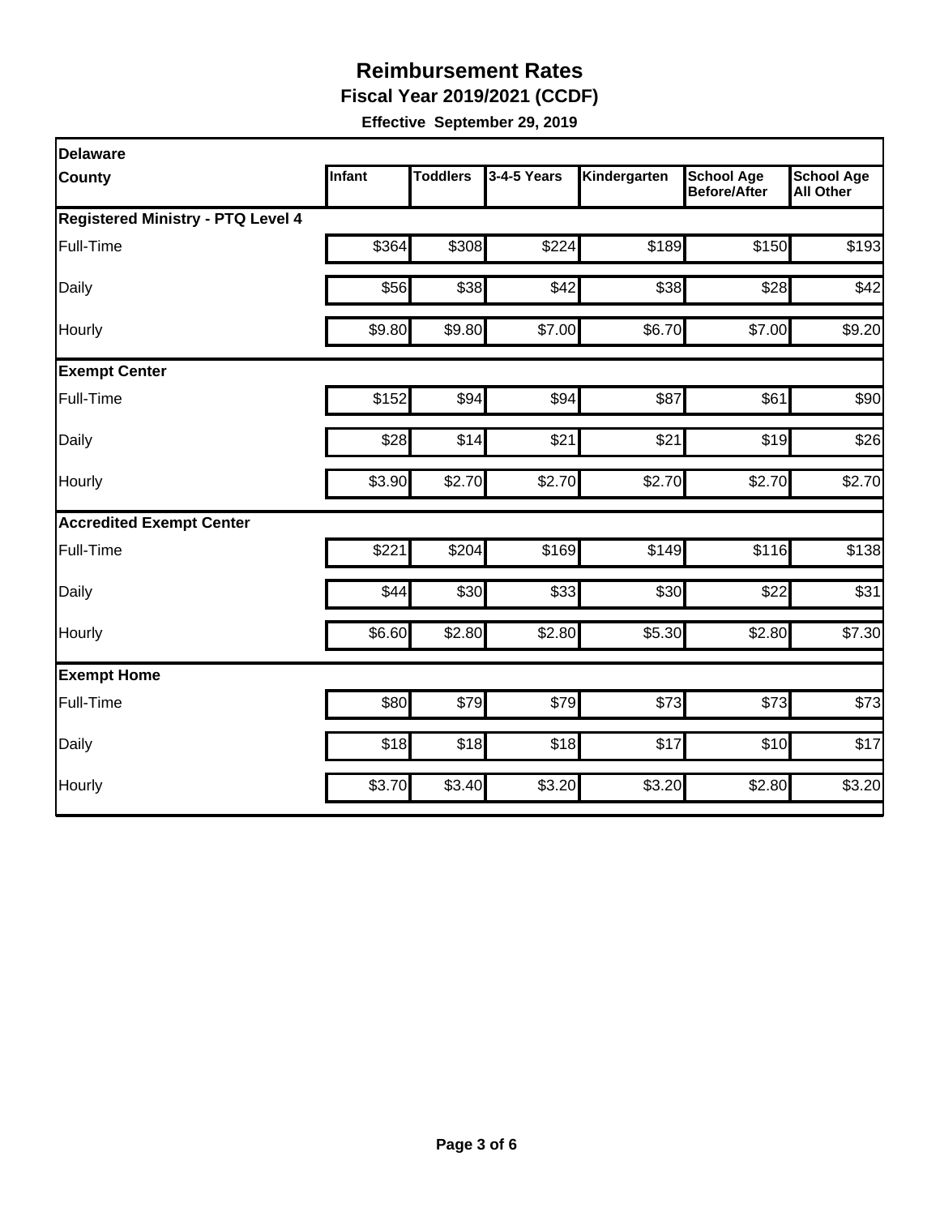# Reimbursement Rates

## Fiscal Year 2019/2021 (CCDF)

**Effective September 29, 2019**

| Delaware | | | | | | |
|---|---|---|---|---|---|---|
| **County** | **Infant** | **Toddlers** | **3-4-5 Years** | **Kindergarten** | **School Age Before/After** | **School Age All Other** |
| **Registered Ministry - PTQ Level 4** | | | | | | |
| Full-Time | $364 | $308 | $224 | $189 | $150 | $193 |
| Daily | $56 | $38 | $42 | $38 | $28 | $42 |
| Hourly | $9.80 | $9.80 | $7.00 | $6.70 | $7.00 | $9.20 |
| **Exempt Center** | | | | | | |
| Full-Time | $152 | $94 | $94 | $87 | $61 | $90 |
| Daily | $28 | $14 | $21 | $21 | $19 | $26 |
| Hourly | $3.90 | $2.70 | $2.70 | $2.70 | $2.70 | $2.70 |
| **Accredited Exempt Center** | | | | | | |
| Full-Time | $221 | $204 | $169 | $149 | $116 | $138 |
| Daily | $44 | $30 | $33 | $30 | $22 | $31 |
| Hourly | $6.60 | $2.80 | $2.80 | $5.30 | $2.80 | $7.30 |
| **Exempt Home** | | | | | | |
| Full-Time | $80 | $79 | $79 | $73 | $73 | $73 |
| Daily | $18 | $18 | $18 | $17 | $10 | $17 |
| Hourly | $3.70 | $3.40 | $3.20 | $3.20 | $2.80 | $3.20 |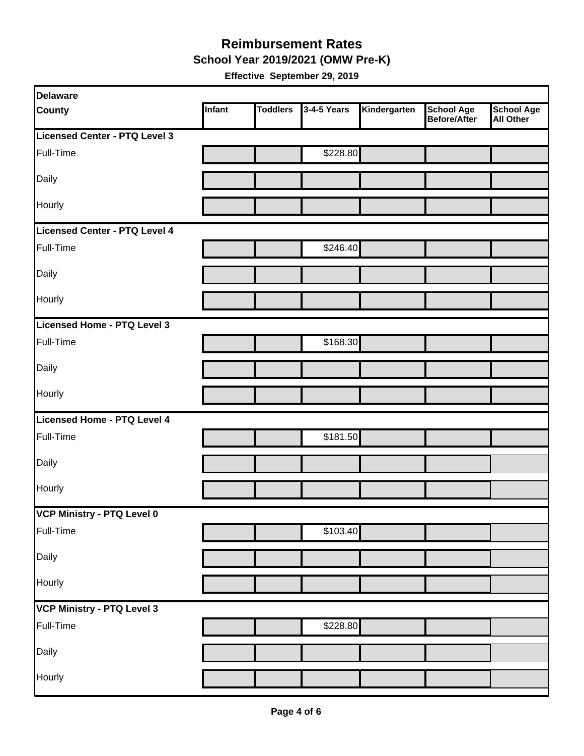# Reimbursement Rates

## School Year 2019/2021 (OMW Pre-K)

**Effective September 29, 2019**

| Delaware County | Infant | Toddlers | 3-4-5 Years | Kindergarten | School Age Before/After | School Age All Other |
|---|---|---|---|---|---|---|
| **Licensed Center - PTQ Level 3** | | | | | | |
| Full-Time | | | $228.80 | | | |
| Daily | | | | | | |
| Hourly | | | | | | |
| **Licensed Center - PTQ Level 4** | | | | | | |
| Full-Time | | | $246.40 | | | |
| Daily | | | | | | |
| Hourly | | | | | | |
| **Licensed Home - PTQ Level 3** | | | | | | |
| Full-Time | | | $168.30 | | | |
| Daily | | | | | | |
| Hourly | | | | | | |
| **Licensed Home - PTQ Level 4** | | | | | | |
| Full-Time | | | $181.50 | | | |
| Daily | | | | | | |
| Hourly | | | | | | |
| **VCP Ministry - PTQ Level 0** | | | | | | |
| Full-Time | | | $103.40 | | | |
| Daily | | | | | | |
| Hourly | | | | | | |
| **VCP Ministry - PTQ Level 3** | | | | | | |
| Full-Time | | | $228.80 | | | |
| Daily | | | | | | |
| Hourly | | | | | | |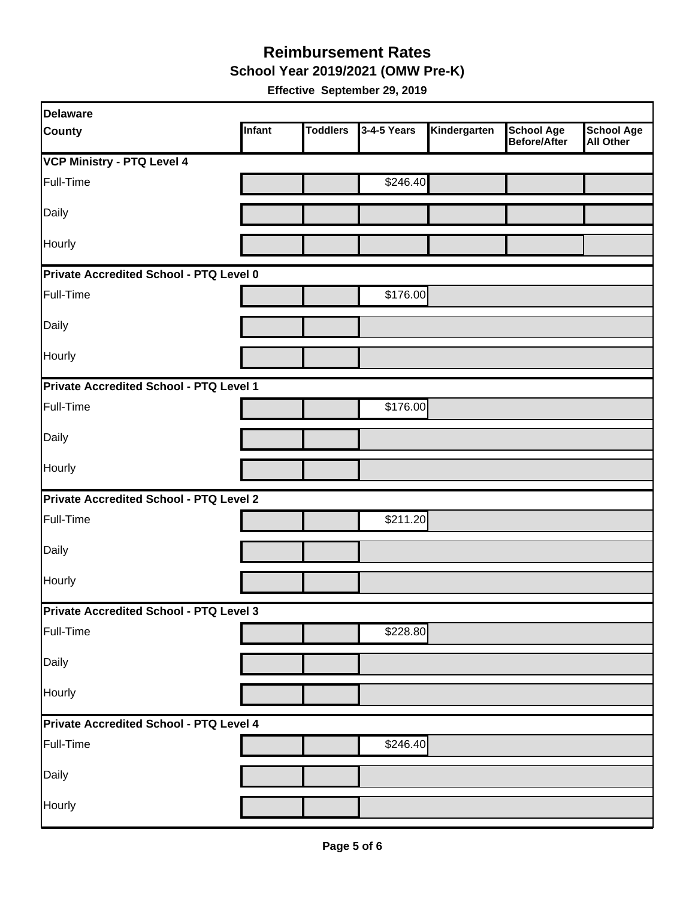# Reimbursement Rates

## School Year 2019/2021 (OMW Pre-K)

**Effective September 29, 2019**

| Delaware County | Infant | Toddlers | 3-4-5 Years | Kindergarten | School Age Before/After | School Age All Other |
|---|---|---|---|---|---|---|
| **VCP Ministry - PTQ Level 4** | | | | | | |
| Full-Time | | | $246.40 | | | |
| Daily | | | | | | |
| Hourly | | | | | | |
| **Private Accredited School - PTQ Level 0** | | | | | | |
| Full-Time | | | $176.00 | | | |
| Daily | | | | | | |
| Hourly | | | | | | |
| **Private Accredited School - PTQ Level 1** | | | | | | |
| Full-Time | | | $176.00 | | | |
| Daily | | | | | | |
| Hourly | | | | | | |
| **Private Accredited School - PTQ Level 2** | | | | | | |
| Full-Time | | | $211.20 | | | |
| Daily | | | | | | |
| Hourly | | | | | | |
| **Private Accredited School - PTQ Level 3** | | | | | | |
| Full-Time | | | $228.80 | | | |
| Daily | | | | | | |
| Hourly | | | | | | |
| **Private Accredited School - PTQ Level 4** | | | | | | |
| Full-Time | | | $246.40 | | | |
| Daily | | | | | | |
| Hourly | | | | | | |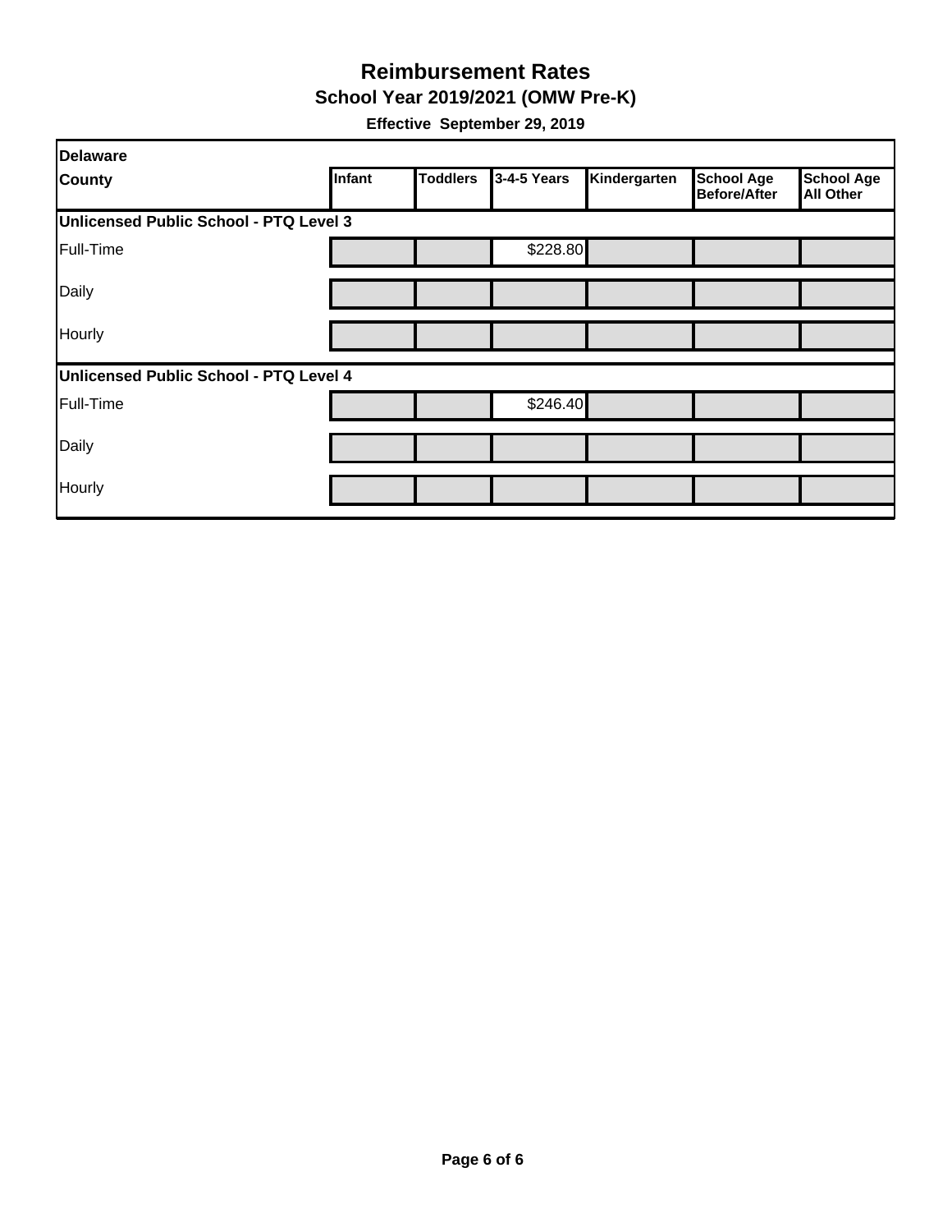# Reimbursement Rates

## School Year 2019/2021 (OMW Pre-K)

**Effective September 29, 2019**

| Delaware County | Infant | Toddlers | 3-4-5 Years | Kindergarten | School Age Before/After | School Age All Other |
|---|---|---|---|---|---|---|
| **Unlicensed Public School - PTQ Level 3** | | | | | | |
| Full-Time | | | $228.80 | | | |
| Daily | | | | | | |
| Hourly | | | | | | |
| **Unlicensed Public School - PTQ Level 4** | | | | | | |
| Full-Time | | | $246.40 | | | |
| Daily | | | | | | |
| Hourly | | | | | | |